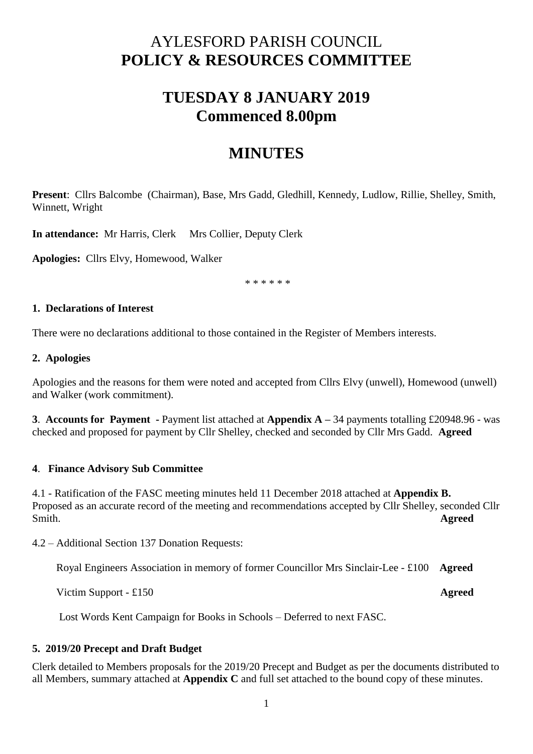# AYLESFORD PARISH COUNCIL
# POLICY & RESOURCES COMMITTEE

## TUESDAY 8 JANUARY 2019
## Commenced 8.00pm

## MINUTES

**Present**: Cllrs Balcombe (Chairman), Base, Mrs Gadd, Gledhill, Kennedy, Ludlow, Rillie, Shelley, Smith, Winnett, Wright

**In attendance:** Mr Harris, Clerk Mrs Collier, Deputy Clerk

**Apologies:** Cllrs Elvy, Homewood, Walker

\* \* \* \* \* \*

**1. Declarations of Interest**

There were no declarations additional to those contained in the Register of Members interests.

**2. Apologies**

Apologies and the reasons for them were noted and accepted from Cllrs Elvy (unwell), Homewood (unwell) and Walker (work commitment).

**3**. **Accounts for Payment -** Payment list attached at **Appendix A –** 34 payments totalling £20948.96 - was checked and proposed for payment by Cllr Shelley, checked and seconded by Cllr Mrs Gadd. **Agreed**

**4**. **Finance Advisory Sub Committee**

4.1 - Ratification of the FASC meeting minutes held 11 December 2018 attached at **Appendix B.** Proposed as an accurate record of the meeting and recommendations accepted by Cllr Shelley, seconded Cllr Smith. **Agreed**

4.2 – Additional Section 137 Donation Requests:

Royal Engineers Association in memory of former Councillor Mrs Sinclair-Lee - £100 **Agreed**

Victim Support - £150 **Agreed**

Lost Words Kent Campaign for Books in Schools – Deferred to next FASC.

**5. 2019/20 Precept and Draft Budget**

Clerk detailed to Members proposals for the 2019/20 Precept and Budget as per the documents distributed to all Members, summary attached at **Appendix C** and full set attached to the bound copy of these minutes.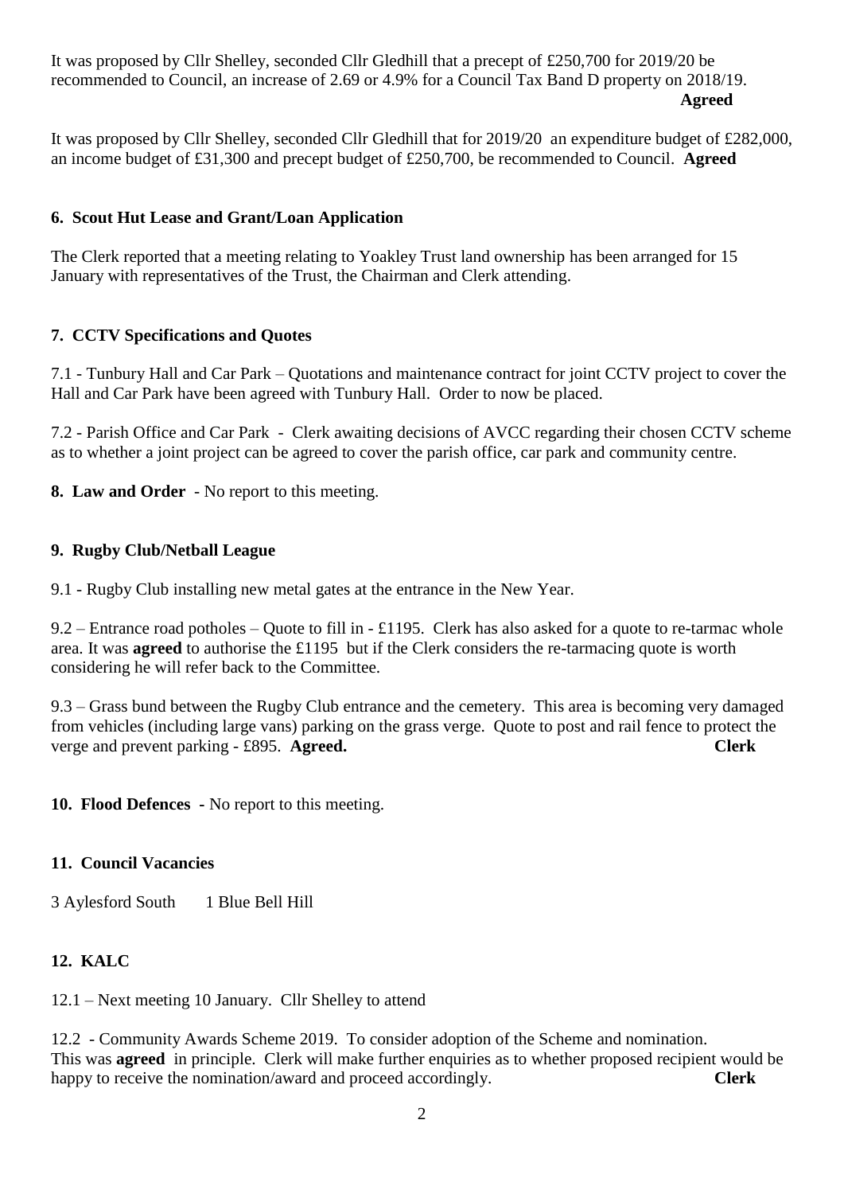It was proposed by Cllr Shelley, seconded Cllr Gledhill that a precept of £250,700 for 2019/20 be recommended to Council, an increase of 2.69 or 4.9% for a Council Tax Band D property on 2018/19. **Agreed**

It was proposed by Cllr Shelley, seconded Cllr Gledhill that for 2019/20 an expenditure budget of £282,000, an income budget of £31,300 and precept budget of £250,700, be recommended to Council. **Agreed**

**6. Scout Hut Lease and Grant/Loan Application**

The Clerk reported that a meeting relating to Yoakley Trust land ownership has been arranged for 15 January with representatives of the Trust, the Chairman and Clerk attending.

**7. CCTV Specifications and Quotes**

7.1 - Tunbury Hall and Car Park – Quotations and maintenance contract for joint CCTV project to cover the Hall and Car Park have been agreed with Tunbury Hall. Order to now be placed.

7.2 - Parish Office and Car Park - Clerk awaiting decisions of AVCC regarding their chosen CCTV scheme as to whether a joint project can be agreed to cover the parish office, car park and community centre.

**8. Law and Order** - No report to this meeting.

**9. Rugby Club/Netball League**

9.1 - Rugby Club installing new metal gates at the entrance in the New Year.

9.2 – Entrance road potholes – Quote to fill in - £1195. Clerk has also asked for a quote to re-tarmac whole area. It was **agreed** to authorise the £1195 but if the Clerk considers the re-tarmacing quote is worth considering he will refer back to the Committee.

9.3 – Grass bund between the Rugby Club entrance and the cemetery. This area is becoming very damaged from vehicles (including large vans) parking on the grass verge. Quote to post and rail fence to protect the verge and prevent parking - £895. **Agreed.** **Clerk**

**10. Flood Defences** - No report to this meeting.

**11. Council Vacancies**

3 Aylesford South 1 Blue Bell Hill

**12. KALC**

12.1 – Next meeting 10 January. Cllr Shelley to attend

12.2 - Community Awards Scheme 2019. To consider adoption of the Scheme and nomination. This was **agreed** in principle. Clerk will make further enquiries as to whether proposed recipient would be happy to receive the nomination/award and proceed accordingly. **Clerk**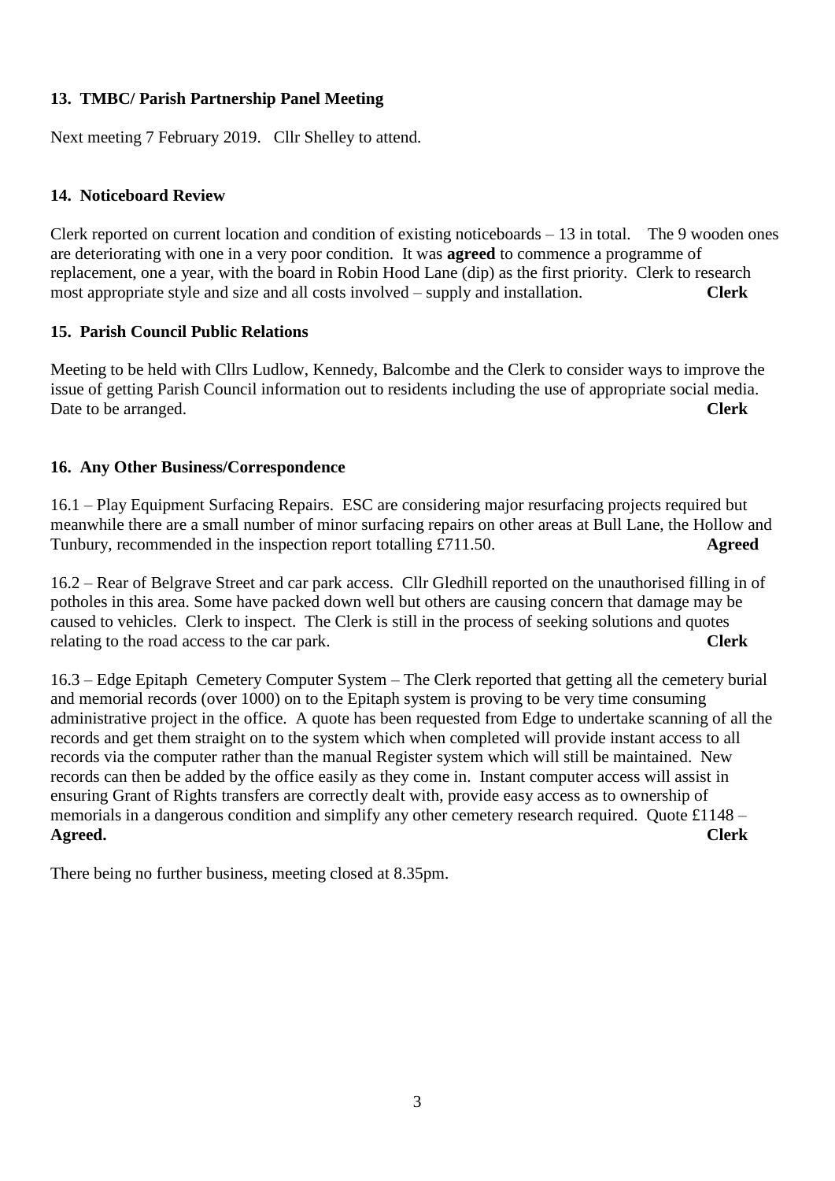**13. TMBC/ Parish Partnership Panel Meeting**

Next meeting 7 February 2019. Cllr Shelley to attend.

**14. Noticeboard Review**

Clerk reported on current location and condition of existing noticeboards – 13 in total. The 9 wooden ones are deteriorating with one in a very poor condition. It was **agreed** to commence a programme of replacement, one a year, with the board in Robin Hood Lane (dip) as the first priority. Clerk to research most appropriate style and size and all costs involved – supply and installation. **Clerk**

**15. Parish Council Public Relations**

Meeting to be held with Cllrs Ludlow, Kennedy, Balcombe and the Clerk to consider ways to improve the issue of getting Parish Council information out to residents including the use of appropriate social media. Date to be arranged. **Clerk**

**16. Any Other Business/Correspondence**

16.1 – Play Equipment Surfacing Repairs. ESC are considering major resurfacing projects required but meanwhile there are a small number of minor surfacing repairs on other areas at Bull Lane, the Hollow and Tunbury, recommended in the inspection report totalling £711.50. **Agreed**

16.2 – Rear of Belgrave Street and car park access. Cllr Gledhill reported on the unauthorised filling in of potholes in this area. Some have packed down well but others are causing concern that damage may be caused to vehicles. Clerk to inspect. The Clerk is still in the process of seeking solutions and quotes relating to the road access to the car park. **Clerk**

16.3 – Edge Epitaph Cemetery Computer System – The Clerk reported that getting all the cemetery burial and memorial records (over 1000) on to the Epitaph system is proving to be very time consuming administrative project in the office. A quote has been requested from Edge to undertake scanning of all the records and get them straight on to the system which when completed will provide instant access to all records via the computer rather than the manual Register system which will still be maintained. New records can then be added by the office easily as they come in. Instant computer access will assist in ensuring Grant of Rights transfers are correctly dealt with, provide easy access as to ownership of memorials in a dangerous condition and simplify any other cemetery research required. Quote £1148 – **Agreed.** **Clerk**

There being no further business, meeting closed at 8.35pm.